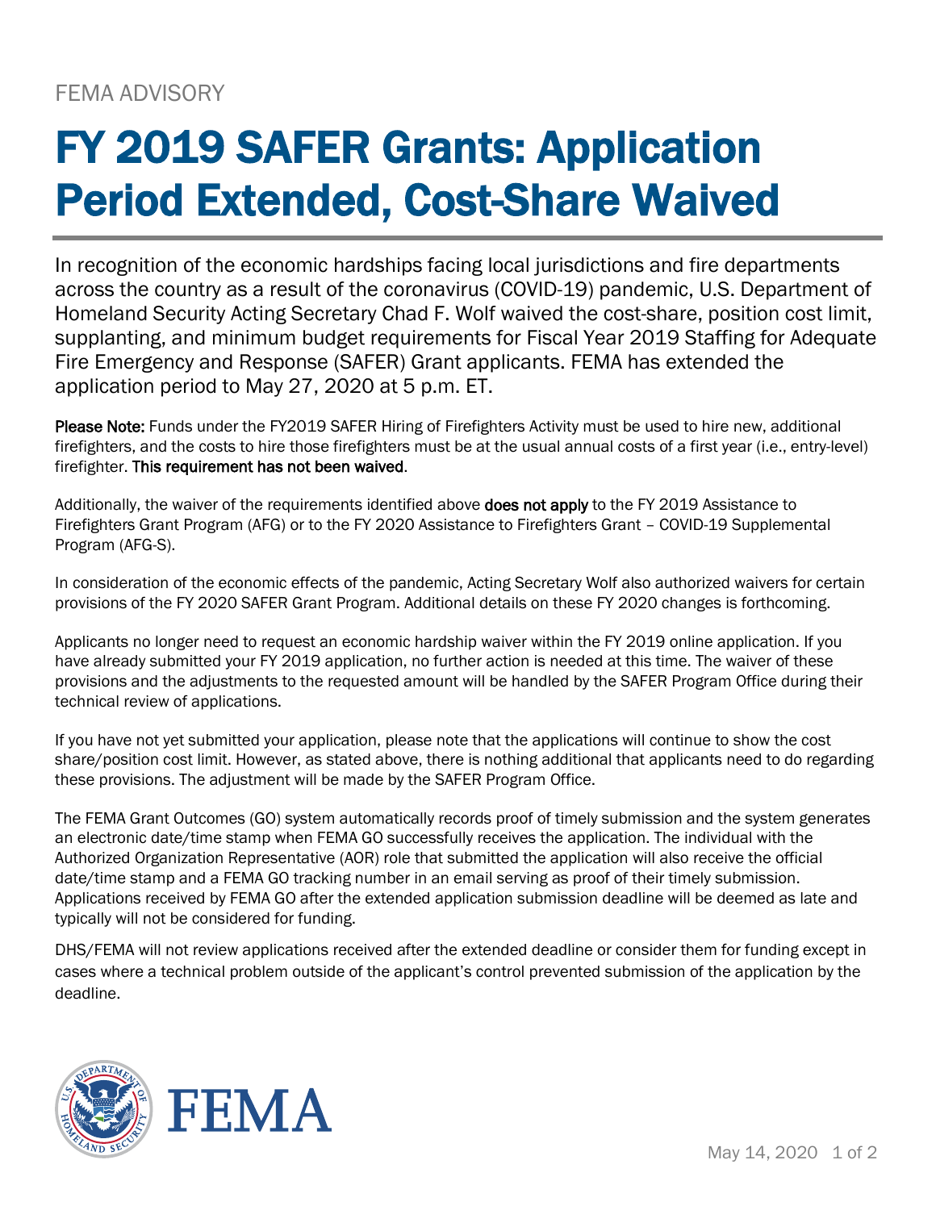FEMA ADVISORY

# FY 2019 SAFER Grants: Application Period Extended, Cost-Share Waived

In recognition of the economic hardships facing local jurisdictions and fire departments across the country as a result of the coronavirus (COVID-19) pandemic, U.S. Department of Homeland Security Acting Secretary Chad F. Wolf waived the cost-share, position cost limit, supplanting, and minimum budget requirements for Fiscal Year 2019 Staffing for Adequate Fire Emergency and Response (SAFER) Grant applicants. FEMA has extended the application period to May 27, 2020 at 5 p.m. ET.

**Please Note:** Funds under the FY2019 SAFER Hiring of Firefighters Activity must be used to hire new, additional firefighters, and the costs to hire those firefighters must be at the usual annual costs of a first year (i.e., entry-level) firefighter. **This requirement has not been waived**.

Additionally, the waiver of the requirements identified above **does not apply** to the FY 2019 Assistance to Firefighters Grant Program (AFG) or to the FY 2020 Assistance to Firefighters Grant – COVID-19 Supplemental Program (AFG-S).

In consideration of the economic effects of the pandemic, Acting Secretary Wolf also authorized waivers for certain provisions of the FY 2020 SAFER Grant Program. Additional details on these FY 2020 changes is forthcoming.

Applicants no longer need to request an economic hardship waiver within the FY 2019 online application. If you have already submitted your FY 2019 application, no further action is needed at this time. The waiver of these provisions and the adjustments to the requested amount will be handled by the SAFER Program Office during their technical review of applications.

If you have not yet submitted your application, please note that the applications will continue to show the cost share/position cost limit. However, as stated above, there is nothing additional that applicants need to do regarding these provisions. The adjustment will be made by the SAFER Program Office.

The FEMA Grant Outcomes (GO) system automatically records proof of timely submission and the system generates an electronic date/time stamp when FEMA GO successfully receives the application. The individual with the Authorized Organization Representative (AOR) role that submitted the application will also receive the official date/time stamp and a FEMA GO tracking number in an email serving as proof of their timely submission. Applications received by FEMA GO after the extended application submission deadline will be deemed as late and typically will not be considered for funding.

DHS/FEMA will not review applications received after the extended deadline or consider them for funding except in cases where a technical problem outside of the applicant's control prevented submission of the application by the deadline.

May 14, 2020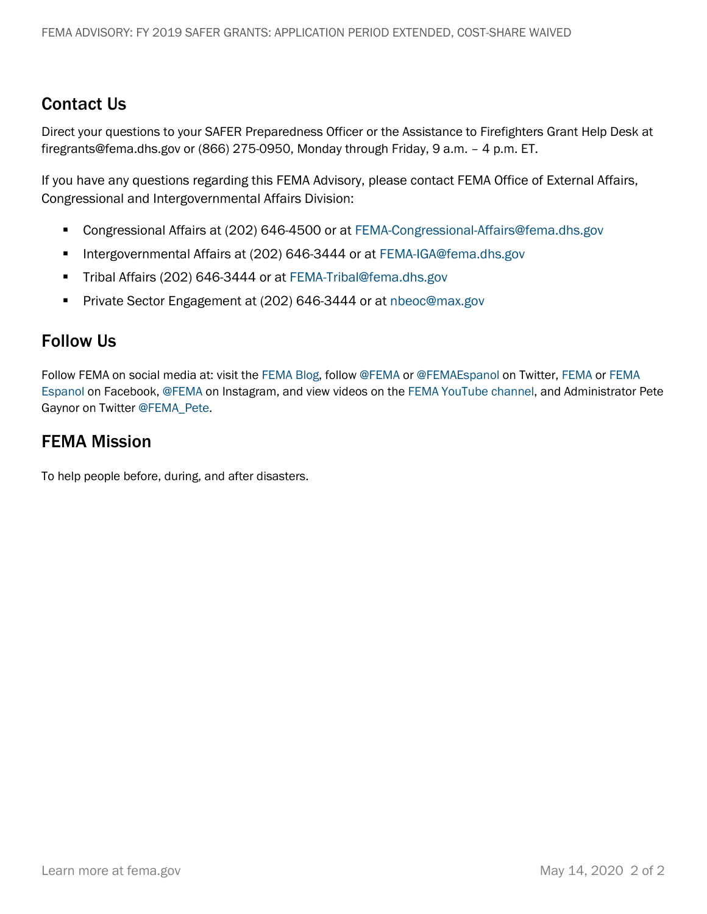## Contact Us

Direct your questions to your SAFER Preparedness Officer or the Assistance to Firefighters Grant Help Desk at firegrants@fema.dhs.gov or (866) 275-0950, Monday through Friday, 9 a.m. – 4 p.m. ET.

If you have any questions regarding this FEMA Advisory, please contact FEMA Office of External Affairs, Congressional and Intergovernmental Affairs Division:

- Congressional Affairs at (202) 646-4500 or at FEMA-Congressional-Affairs@fema.dhs.gov
- Intergovernmental Affairs at (202) 646-3444 or at FEMA-IGA@fema.dhs.gov
- Tribal Affairs (202) 646-3444 or at FEMA-Tribal@fema.dhs.gov
- Private Sector Engagement at (202) 646-3444 or at nbeoc@max.gov

## Follow Us

Follow FEMA on social media at: visit the FEMA Blog, follow @FEMA or @FEMAEspanol on Twitter, FEMA or FEMA Espanol on Facebook, @FEMA on Instagram, and view videos on the FEMA YouTube channel, and Administrator Pete Gaynor on Twitter @FEMA_Pete.

## FEMA Mission

To help people before, during, and after disasters.